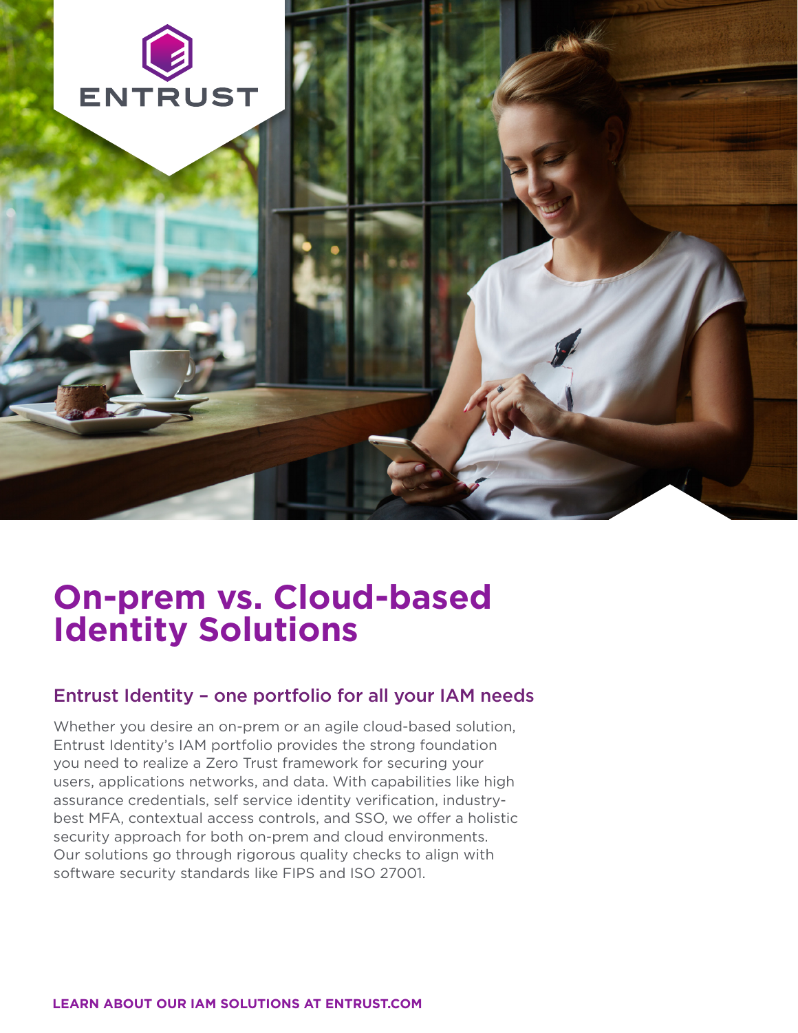ENTRUST

# On-prem vs. Cloud-based Identity Solutions

## Entrust Identity – one portfolio for all your IAM needs

Whether you desire an on-prem or an agile cloud-based solution, Entrust Identity's IAM portfolio provides the strong foundation you need to realize a Zero Trust framework for securing your users, applications networks, and data. With capabilities like high assurance credentials, self service identity verification, industry-best MFA, contextual access controls, and SSO, we offer a holistic security approach for both on-prem and cloud environments. Our solutions go through rigorous quality checks to align with software security standards like FIPS and ISO 27001.

**LEARN ABOUT OUR IAM SOLUTIONS AT ENTRUST.COM**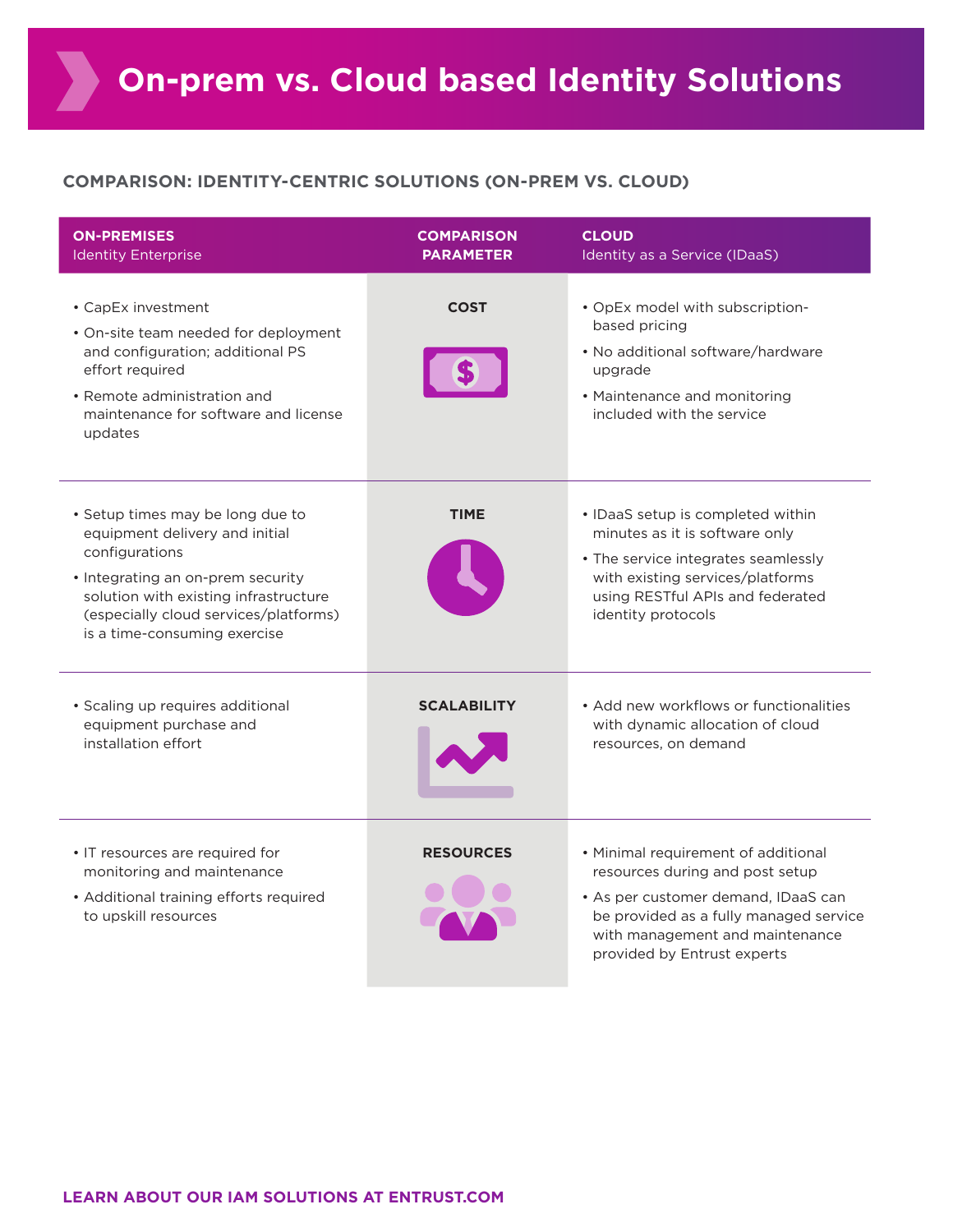# On-prem vs. Cloud based Identity Solutions

## COMPARISON: IDENTITY-CENTRIC SOLUTIONS (ON-PREM VS. CLOUD)

| **ON-PREMISES** Identity Enterprise | **COMPARISON PARAMETER** | **CLOUD** Identity as a Service (IDaaS) |
|---|---|---|
| • CapEx investment<br>• On-site team needed for deployment and configuration; additional PS effort required<br>• Remote administration and maintenance for software and license updates | **COST** | • OpEx model with subscription-based pricing<br>• No additional software/hardware upgrade<br>• Maintenance and monitoring included with the service |
| • Setup times may be long due to equipment delivery and initial configurations<br>• Integrating an on-prem security solution with existing infrastructure (especially cloud services/platforms) is a time-consuming exercise | **TIME** | • IDaaS setup is completed within minutes as it is software only<br>• The service integrates seamlessly with existing services/platforms using RESTful APIs and federated identity protocols |
| • Scaling up requires additional equipment purchase and installation effort | **SCALABILITY** | • Add new workflows or functionalities with dynamic allocation of cloud resources, on demand |
| • IT resources are required for monitoring and maintenance<br>• Additional training efforts required to upskill resources | **RESOURCES** | • Minimal requirement of additional resources during and post setup<br>• As per customer demand, IDaaS can be provided as a fully managed service with management and maintenance provided by Entrust experts |

**LEARN ABOUT OUR IAM SOLUTIONS AT ENTRUST.COM**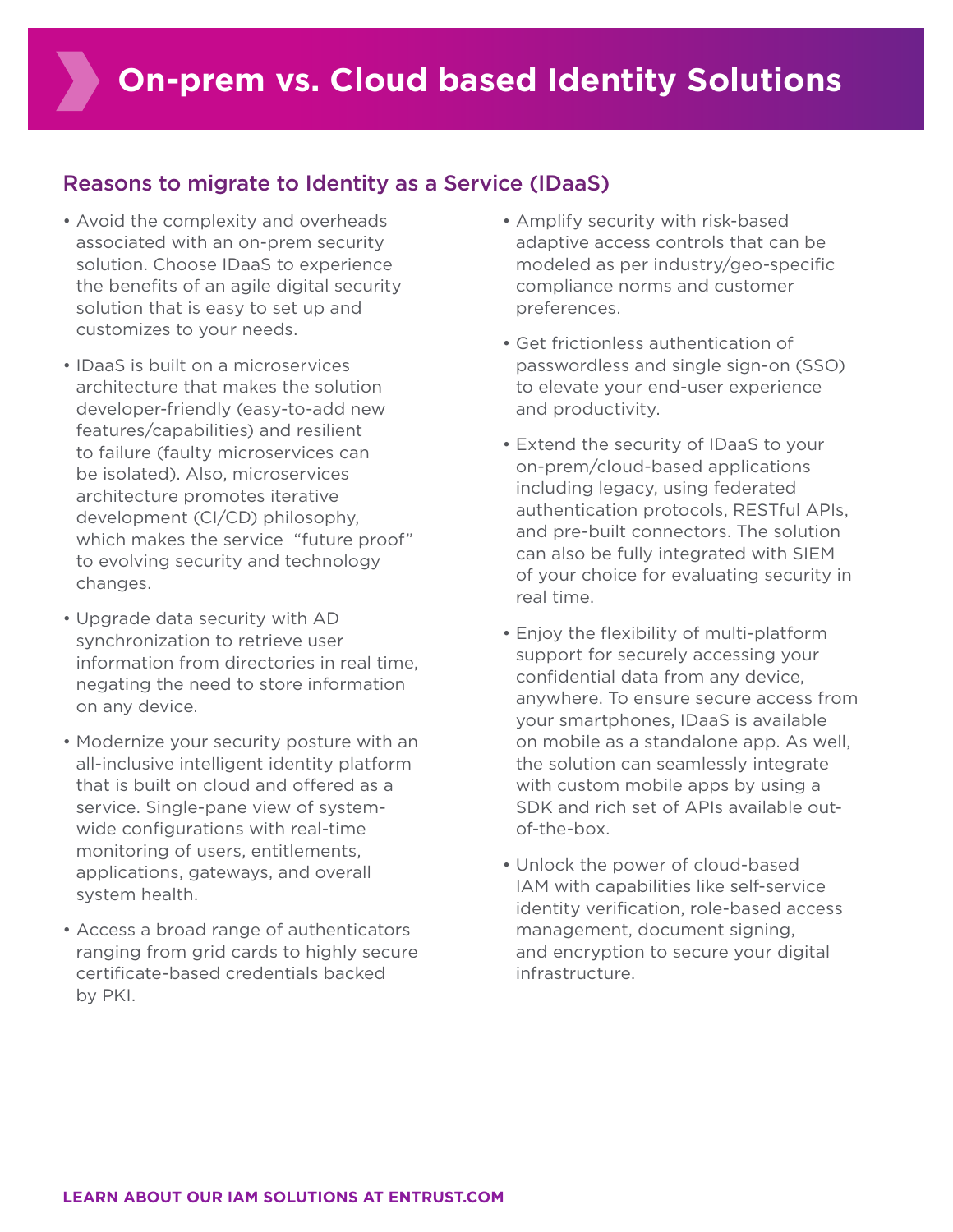# On-prem vs. Cloud based Identity Solutions

## Reasons to migrate to Identity as a Service (IDaaS)

- Avoid the complexity and overheads associated with an on-prem security solution. Choose IDaaS to experience the benefits of an agile digital security solution that is easy to set up and customizes to your needs.
- IDaaS is built on a microservices architecture that makes the solution developer-friendly (easy-to-add new features/capabilities) and resilient to failure (faulty microservices can be isolated). Also, microservices architecture promotes iterative development (CI/CD) philosophy, which makes the service "future proof" to evolving security and technology changes.
- Upgrade data security with AD synchronization to retrieve user information from directories in real time, negating the need to store information on any device.
- Modernize your security posture with an all-inclusive intelligent identity platform that is built on cloud and offered as a service. Single-pane view of system-wide configurations with real-time monitoring of users, entitlements, applications, gateways, and overall system health.
- Access a broad range of authenticators ranging from grid cards to highly secure certificate-based credentials backed by PKI.
- Amplify security with risk-based adaptive access controls that can be modeled as per industry/geo-specific compliance norms and customer preferences.
- Get frictionless authentication of passwordless and single sign-on (SSO) to elevate your end-user experience and productivity.
- Extend the security of IDaaS to your on-prem/cloud-based applications including legacy, using federated authentication protocols, RESTful APIs, and pre-built connectors. The solution can also be fully integrated with SIEM of your choice for evaluating security in real time.
- Enjoy the flexibility of multi-platform support for securely accessing your confidential data from any device, anywhere. To ensure secure access from your smartphones, IDaaS is available on mobile as a standalone app. As well, the solution can seamlessly integrate with custom mobile apps by using a SDK and rich set of APIs available out-of-the-box.
- Unlock the power of cloud-based IAM with capabilities like self-service identity verification, role-based access management, document signing, and encryption to secure your digital infrastructure.

**LEARN ABOUT OUR IAM SOLUTIONS AT ENTRUST.COM**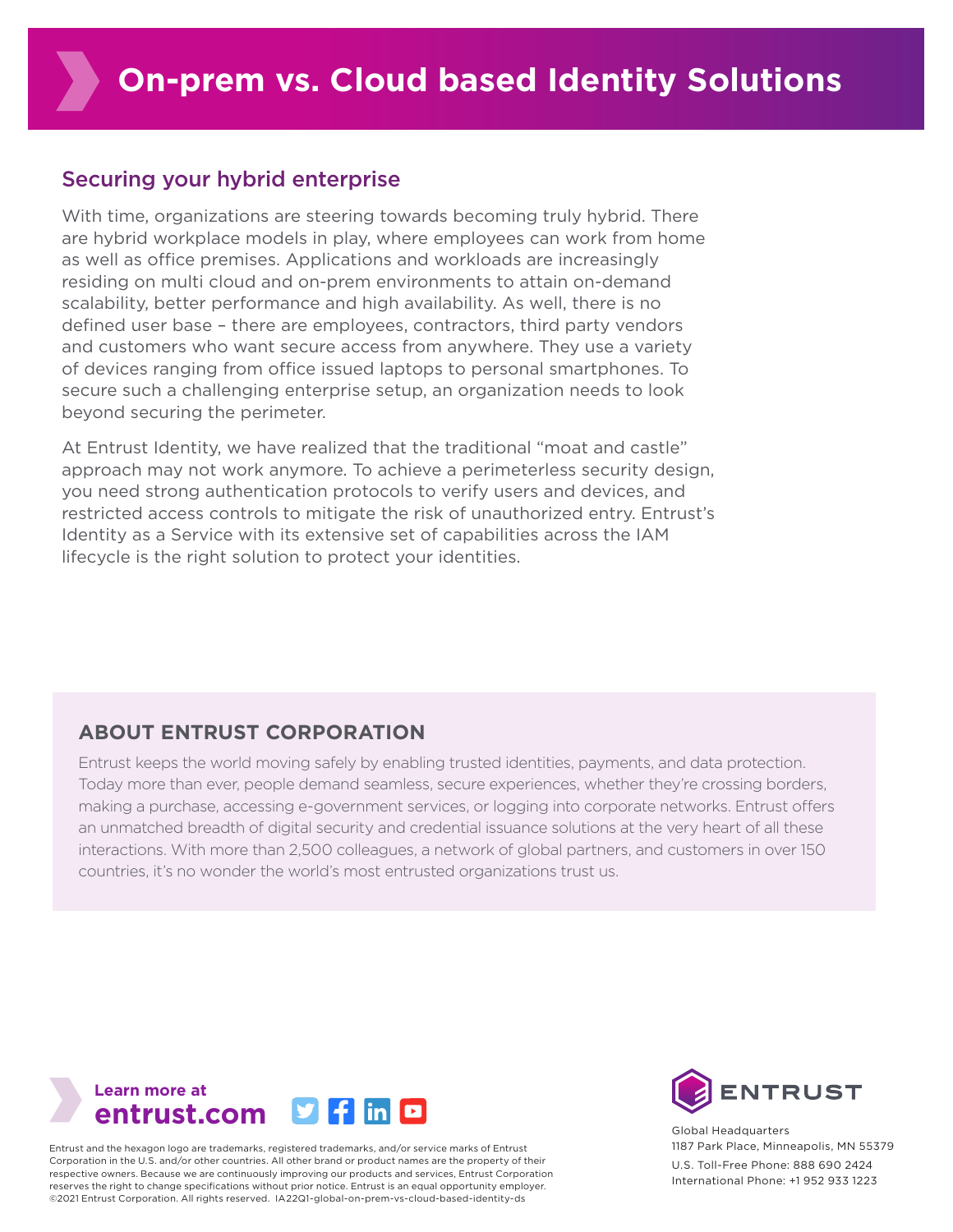# On-prem vs. Cloud based Identity Solutions

## Securing your hybrid enterprise

With time, organizations are steering towards becoming truly hybrid. There are hybrid workplace models in play, where employees can work from home as well as office premises. Applications and workloads are increasingly residing on multi cloud and on-prem environments to attain on-demand scalability, better performance and high availability. As well, there is no defined user base – there are employees, contractors, third party vendors and customers who want secure access from anywhere. They use a variety of devices ranging from office issued laptops to personal smartphones. To secure such a challenging enterprise setup, an organization needs to look beyond securing the perimeter.

At Entrust Identity, we have realized that the traditional "moat and castle" approach may not work anymore. To achieve a perimeterless security design, you need strong authentication protocols to verify users and devices, and restricted access controls to mitigate the risk of unauthorized entry. Entrust's Identity as a Service with its extensive set of capabilities across the IAM lifecycle is the right solution to protect your identities.

## ABOUT ENTRUST CORPORATION

Entrust keeps the world moving safely by enabling trusted identities, payments, and data protection. Today more than ever, people demand seamless, secure experiences, whether they're crossing borders, making a purchase, accessing e-government services, or logging into corporate networks. Entrust offers an unmatched breadth of digital security and credential issuance solutions at the very heart of all these interactions. With more than 2,500 colleagues, a network of global partners, and customers in over 150 countries, it's no wonder the world's most entrusted organizations trust us.

**Learn more at**
**entrust.com**

ENTRUST

Global Headquarters
1187 Park Place, Minneapolis, MN 55379
U.S. Toll-Free Phone: 888 690 2424
International Phone: +1 952 933 1223

Entrust and the hexagon logo are trademarks, registered trademarks, and/or service marks of Entrust Corporation in the U.S. and/or other countries. All other brand or product names are the property of their respective owners. Because we are continuously improving our products and services, Entrust Corporation reserves the right to change specifications without prior notice. Entrust is an equal opportunity employer. ©2021 Entrust Corporation. All rights reserved. IA22Q1-global-on-prem-vs-cloud-based-identity-ds